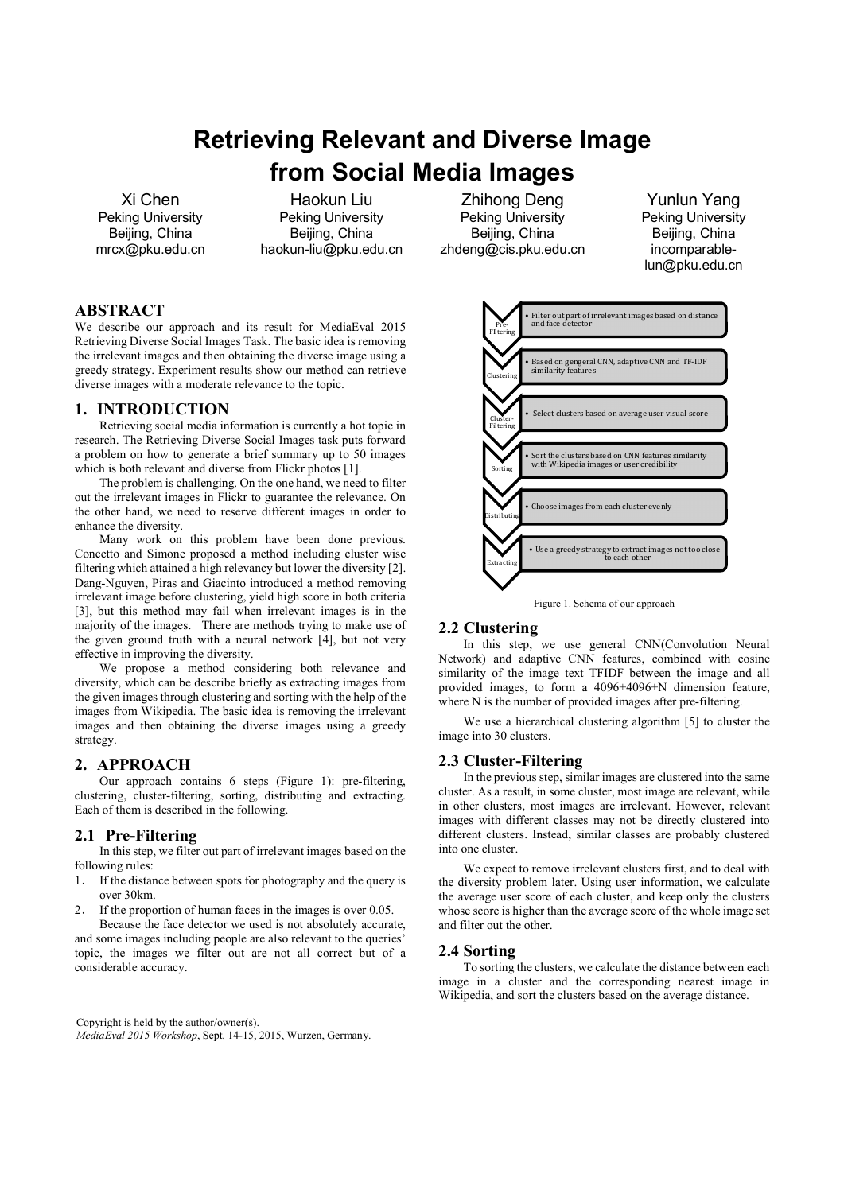# Retrieving Relevant and Diverse Image from Social Media Images

Xi Chen
Peking University
Beijing, China
mrcx@pku.edu.cn

Haokun Liu
Peking University
Beijing, China
haokun-liu@pku.edu.cn

Zhihong Deng
Peking University
Beijing, China
zhdeng@cis.pku.edu.cn

Yunlun Yang
Peking University
Beijing, China
incomparable-lun@pku.edu.cn

## ABSTRACT

We describe our approach and its result for MediaEval 2015 Retrieving Diverse Social Images Task. The basic idea is removing the irrelevant images and then obtaining the diverse image using a greedy strategy. Experiment results show our method can retrieve diverse images with a moderate relevance to the topic.

## 1. INTRODUCTION

Retrieving social media information is currently a hot topic in research. The Retrieving Diverse Social Images task puts forward a problem on how to generate a brief summary up to 50 images which is both relevant and diverse from Flickr photos [1].

The problem is challenging. On the one hand, we need to filter out the irrelevant images in Flickr to guarantee the relevance. On the other hand, we need to reserve different images in order to enhance the diversity.

Many work on this problem have been done previous. Concetto and Simone proposed a method including cluster wise filtering which attained a high relevancy but lower the diversity [2]. Dang-Nguyen, Piras and Giacinto introduced a method removing irrelevant image before clustering, yield high score in both criteria [3], but this method may fail when irrelevant images is in the majority of the images. There are methods trying to make use of the given ground truth with a neural network [4], but not very effective in improving the diversity.

We propose a method considering both relevance and diversity, which can be describe briefly as extracting images from the given images through clustering and sorting with the help of the images from Wikipedia. The basic idea is removing the irrelevant images and then obtaining the diverse images using a greedy strategy.

## 2. APPROACH

Our approach contains 6 steps (Figure 1): pre-filtering, clustering, cluster-filtering, sorting, distributing and extracting. Each of them is described in the following.

### 2.1 Pre-Filtering

In this step, we filter out part of irrelevant images based on the following rules:

1. If the distance between spots for photography and the query is over 30km.
2. If the proportion of human faces in the images is over 0.05.

Because the face detector we used is not absolutely accurate, and some images including people are also relevant to the queries' topic, the images we filter out are not all correct but of a considerable accuracy.

Copyright is held by the author/owner(s).
*MediaEval 2015 Workshop*, Sept. 14-15, 2015, Wurzen, Germany.

- Pre-Filtering: Filter out part of irrelevant images based on distance and face detector
- Clustering: Based on gengeral CNN, adaptive CNN and TF-IDF similarity features
- Cluster-Filtering: Select clusters based on average user visual score
- Sorting: Sort the clusters based on CNN features similarity with Wikipedia images or user credibility
- Distributing: Choose images from each cluster evenly
- Extracting: Use a greedy strategy to extract images not too close to each other

Figure 1. Schema of our approach

### 2.2 Clustering

In this step, we use general CNN(Convolution Neural Network) and adaptive CNN features, combined with cosine similarity of the image text TFIDF between the image and all provided images, to form a 4096+4096+N dimension feature, where N is the number of provided images after pre-filtering.

We use a hierarchical clustering algorithm [5] to cluster the image into 30 clusters.

### 2.3 Cluster-Filtering

In the previous step, similar images are clustered into the same cluster. As a result, in some cluster, most image are relevant, while in other clusters, most images are irrelevant. However, relevant images with different classes may not be directly clustered into different clusters. Instead, similar classes are probably clustered into one cluster.

We expect to remove irrelevant clusters first, and to deal with the diversity problem later. Using user information, we calculate the average user score of each cluster, and keep only the clusters whose score is higher than the average score of the whole image set and filter out the other.

### 2.4 Sorting

To sorting the clusters, we calculate the distance between each image in a cluster and the corresponding nearest image in Wikipedia, and sort the clusters based on the average distance.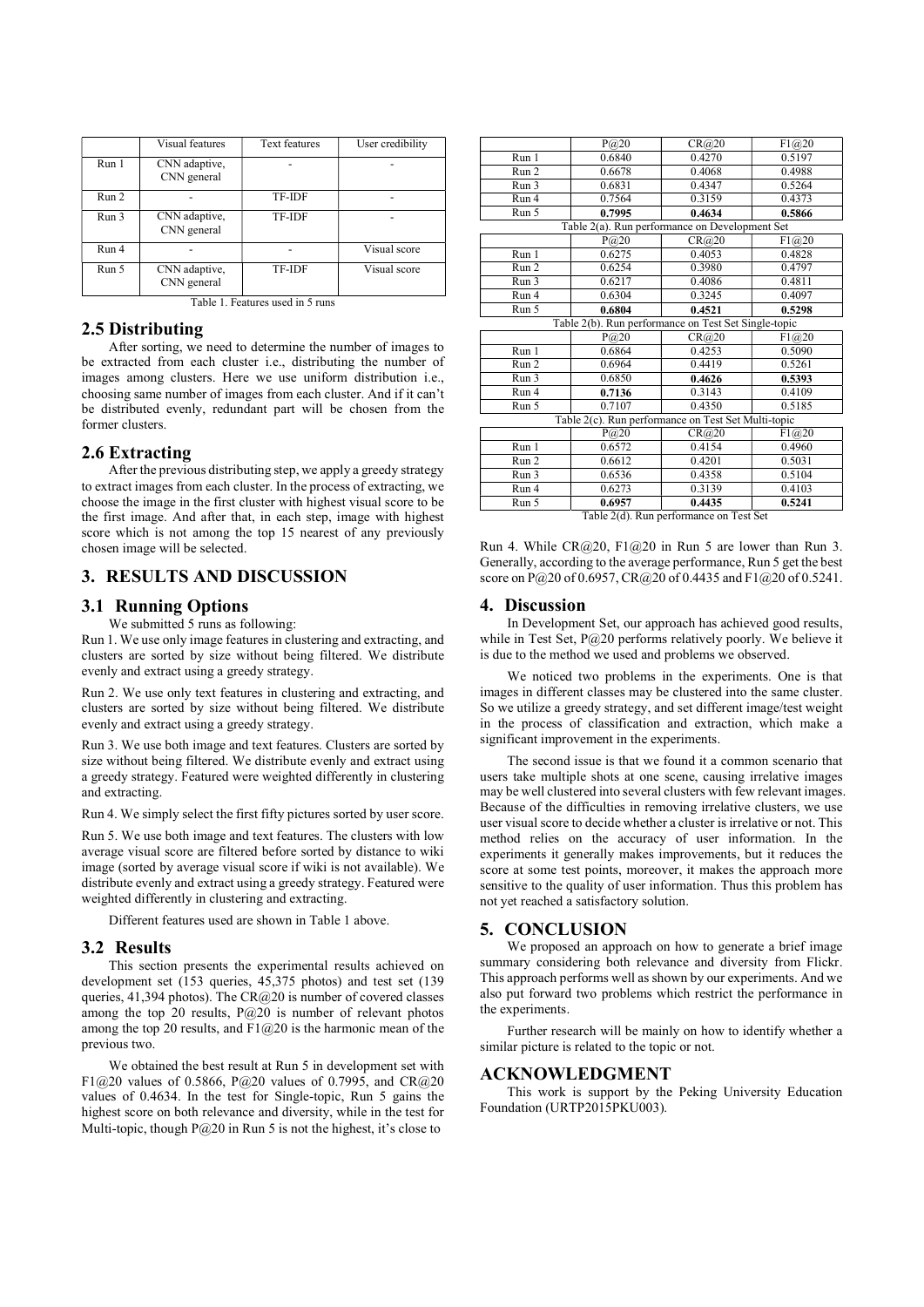| | Visual features | Text features | User credibility |
|---|---|---|---|
| Run 1 | CNN adaptive, CNN general | - | - |
| Run 2 | - | TF-IDF | - |
| Run 3 | CNN adaptive, CNN general | TF-IDF | - |
| Run 4 | - | - | Visual score |
| Run 5 | CNN adaptive, CNN general | TF-IDF | Visual score |

Table 1. Features used in 5 runs

## 2.5 Distributing

After sorting, we need to determine the number of images to be extracted from each cluster i.e., distributing the number of images among clusters. Here we use uniform distribution i.e., choosing same number of images from each cluster. And if it can't be distributed evenly, redundant part will be chosen from the former clusters.

## 2.6 Extracting

After the previous distributing step, we apply a greedy strategy to extract images from each cluster. In the process of extracting, we choose the image in the first cluster with highest visual score to be the first image. And after that, in each step, image with highest score which is not among the top 15 nearest of any previously chosen image will be selected.

# 3. RESULTS AND DISCUSSION

## 3.1 Running Options

We submitted 5 runs as following:

Run 1. We use only image features in clustering and extracting, and clusters are sorted by size without being filtered. We distribute evenly and extract using a greedy strategy.

Run 2. We use only text features in clustering and extracting, and clusters are sorted by size without being filtered. We distribute evenly and extract using a greedy strategy.

Run 3. We use both image and text features. Clusters are sorted by size without being filtered. We distribute evenly and extract using a greedy strategy. Featured were weighted differently in clustering and extracting.

Run 4. We simply select the first fifty pictures sorted by user score.

Run 5. We use both image and text features. The clusters with low average visual score are filtered before sorted by distance to wiki image (sorted by average visual score if wiki is not available). We distribute evenly and extract using a greedy strategy. Featured were weighted differently in clustering and extracting.

Different features used are shown in Table 1 above.

## 3.2 Results

This section presents the experimental results achieved on development set (153 queries, 45,375 photos) and test set (139 queries, 41,394 photos). The CR@20 is number of covered classes among the top 20 results, P@20 is number of relevant photos among the top 20 results, and F1@20 is the harmonic mean of the previous two.

We obtained the best result at Run 5 in development set with F1@20 values of 0.5866, P@20 values of 0.7995, and CR@20 values of 0.4634. In the test for Single-topic, Run 5 gains the highest score on both relevance and diversity, while in the test for Multi-topic, though P@20 in Run 5 is not the highest, it's close to Run 4. While CR@20, F1@20 in Run 5 are lower than Run 3. Generally, according to the average performance, Run 5 get the best score on P@20 of 0.6957, CR@20 of 0.4435 and F1@20 of 0.5241.

| | P@20 | CR@20 | F1@20 |
|---|---|---|---|
| Run 1 | 0.6840 | 0.4270 | 0.5197 |
| Run 2 | 0.6678 | 0.4068 | 0.4988 |
| Run 3 | 0.6831 | 0.4347 | 0.5264 |
| Run 4 | 0.7564 | 0.3159 | 0.4373 |
| Run 5 | **0.7995** | **0.4634** | **0.5866** |

Table 2(a). Run performance on Development Set

| | P@20 | CR@20 | F1@20 |
|---|---|---|---|
| Run 1 | 0.6275 | 0.4053 | 0.4828 |
| Run 2 | 0.6254 | 0.3980 | 0.4797 |
| Run 3 | 0.6217 | 0.4086 | 0.4811 |
| Run 4 | 0.6304 | 0.3245 | 0.4097 |
| Run 5 | **0.6804** | **0.4521** | **0.5298** |

Table 2(b). Run performance on Test Set Single-topic

| | P@20 | CR@20 | F1@20 |
|---|---|---|---|
| Run 1 | 0.6864 | 0.4253 | 0.5090 |
| Run 2 | 0.6964 | 0.4419 | 0.5261 |
| Run 3 | 0.6850 | **0.4626** | **0.5393** |
| Run 4 | **0.7136** | 0.3143 | 0.4109 |
| Run 5 | 0.7107 | 0.4350 | 0.5185 |

Table 2(c). Run performance on Test Set Multi-topic

| | P@20 | CR@20 | F1@20 |
|---|---|---|---|
| Run 1 | 0.6572 | 0.4154 | 0.4960 |
| Run 2 | 0.6612 | 0.4201 | 0.5031 |
| Run 3 | 0.6536 | 0.4358 | 0.5104 |
| Run 4 | 0.6273 | 0.3139 | 0.4103 |
| Run 5 | **0.6957** | **0.4435** | **0.5241** |

Table 2(d). Run performance on Test Set

# 4. Discussion

In Development Set, our approach has achieved good results, while in Test Set, P@20 performs relatively poorly. We believe it is due to the method we used and problems we observed.

We noticed two problems in the experiments. One is that images in different classes may be clustered into the same cluster. So we utilize a greedy strategy, and set different image/test weight in the process of classification and extraction, which make a significant improvement in the experiments.

The second issue is that we found it a common scenario that users take multiple shots at one scene, causing irrelative images may be well clustered into several clusters with few relevant images. Because of the difficulties in removing irrelative clusters, we use user visual score to decide whether a cluster is irrelative or not. This method relies on the accuracy of user information. In the experiments it generally makes improvements, but it reduces the score at some test points, moreover, it makes the approach more sensitive to the quality of user information. Thus this problem has not yet reached a satisfactory solution.

# 5. CONCLUSION

We proposed an approach on how to generate a brief image summary considering both relevance and diversity from Flickr. This approach performs well as shown by our experiments. And we also put forward two problems which restrict the performance in the experiments.

Further research will be mainly on how to identify whether a similar picture is related to the topic or not.

# ACKNOWLEDGMENT

This work is support by the Peking University Education Foundation (URTP2015PKU003).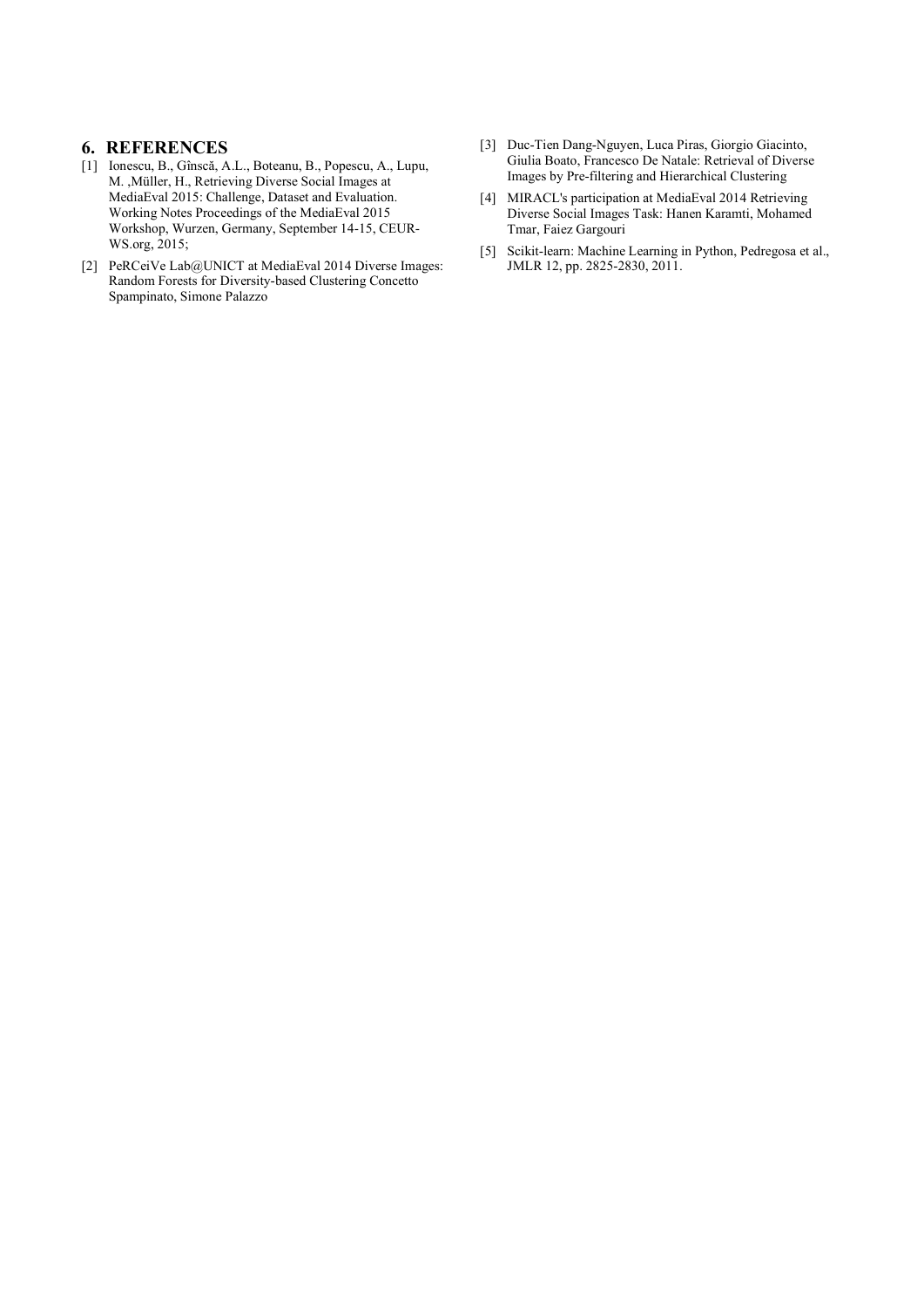## 6. REFERENCES

[1] Ionescu, B., Gînscă, A.L., Boteanu, B., Popescu, A., Lupu, M. ,Müller, H., Retrieving Diverse Social Images at MediaEval 2015: Challenge, Dataset and Evaluation. Working Notes Proceedings of the MediaEval 2015 Workshop, Wurzen, Germany, September 14-15, CEUR-WS.org, 2015;

[2] PeRCeiVe Lab@UNICT at MediaEval 2014 Diverse Images: Random Forests for Diversity-based Clustering Concetto Spampinato, Simone Palazzo

[3] Duc-Tien Dang-Nguyen, Luca Piras, Giorgio Giacinto, Giulia Boato, Francesco De Natale: Retrieval of Diverse Images by Pre-filtering and Hierarchical Clustering

[4] MIRACL's participation at MediaEval 2014 Retrieving Diverse Social Images Task: Hanen Karamti, Mohamed Tmar, Faiez Gargouri

[5] Scikit-learn: Machine Learning in Python, Pedregosa et al., JMLR 12, pp. 2825-2830, 2011.